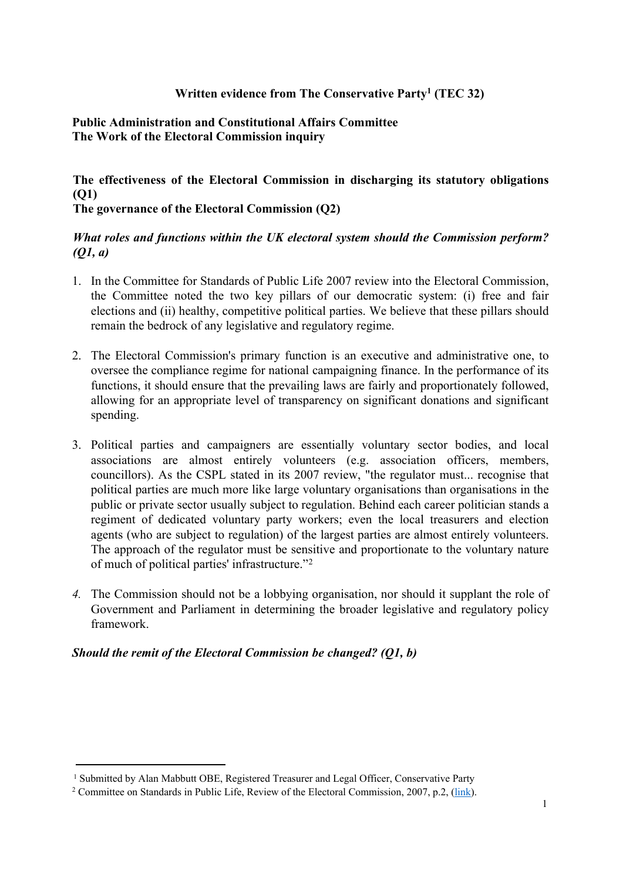**Written evidence from The Conservative Party[1] (TEC 32)**

**Public Administration and Constitutional Affairs Committee**
**The Work of the Electoral Commission inquiry**

**The effectiveness of the Electoral Commission in discharging its statutory obligations (Q1)**
**The governance of the Electoral Commission (Q2)**

***What roles and functions within the UK electoral system should the Commission perform? (Q1, a)***

1. In the Committee for Standards of Public Life 2007 review into the Electoral Commission, the Committee noted the two key pillars of our democratic system: (i) free and fair elections and (ii) healthy, competitive political parties. We believe that these pillars should remain the bedrock of any legislative and regulatory regime.

2. The Electoral Commission's primary function is an executive and administrative one, to oversee the compliance regime for national campaigning finance. In the performance of its functions, it should ensure that the prevailing laws are fairly and proportionately followed, allowing for an appropriate level of transparency on significant donations and significant spending.

3. Political parties and campaigners are essentially voluntary sector bodies, and local associations are almost entirely volunteers (e.g. association officers, members, councillors). As the CSPL stated in its 2007 review, "the regulator must... recognise that political parties are much more like large voluntary organisations than organisations in the public or private sector usually subject to regulation. Behind each career politician stands a regiment of dedicated voluntary party workers; even the local treasurers and election agents (who are subject to regulation) of the largest parties are almost entirely volunteers. The approach of the regulator must be sensitive and proportionate to the voluntary nature of much of political parties' infrastructure."[2]

4. The Commission should not be a lobbying organisation, nor should it supplant the role of Government and Parliament in determining the broader legislative and regulatory policy framework.

***Should the remit of the Electoral Commission be changed? (Q1, b)***

---

[1] Submitted by Alan Mabbutt OBE, Registered Treasurer and Legal Officer, Conservative Party

[2] Committee on Standards in Public Life, Review of the Electoral Commission, 2007, p.2, (link).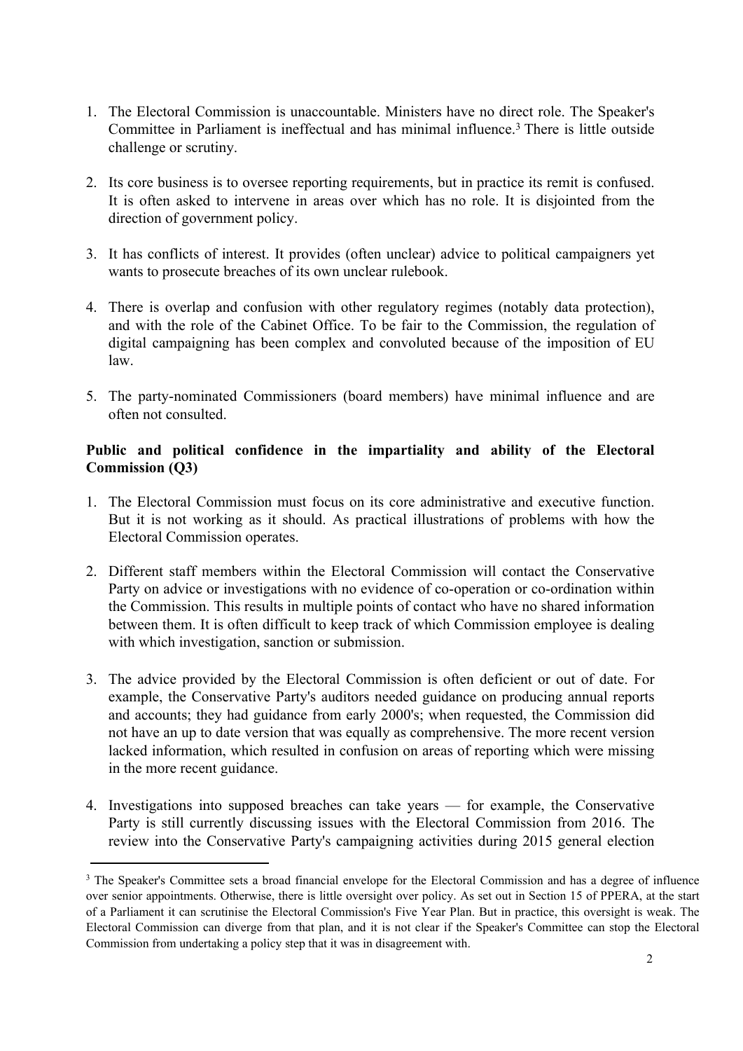1. The Electoral Commission is unaccountable. Ministers have no direct role. The Speaker's Committee in Parliament is ineffectual and has minimal influence.[3] There is little outside challenge or scrutiny.

2. Its core business is to oversee reporting requirements, but in practice its remit is confused. It is often asked to intervene in areas over which has no role. It is disjointed from the direction of government policy.

3. It has conflicts of interest. It provides (often unclear) advice to political campaigners yet wants to prosecute breaches of its own unclear rulebook.

4. There is overlap and confusion with other regulatory regimes (notably data protection), and with the role of the Cabinet Office. To be fair to the Commission, the regulation of digital campaigning has been complex and convoluted because of the imposition of EU law.

5. The party-nominated Commissioners (board members) have minimal influence and are often not consulted.

**Public and political confidence in the impartiality and ability of the Electoral Commission (Q3)**

1. The Electoral Commission must focus on its core administrative and executive function. But it is not working as it should. As practical illustrations of problems with how the Electoral Commission operates.

2. Different staff members within the Electoral Commission will contact the Conservative Party on advice or investigations with no evidence of co-operation or co-ordination within the Commission. This results in multiple points of contact who have no shared information between them. It is often difficult to keep track of which Commission employee is dealing with which investigation, sanction or submission.

3. The advice provided by the Electoral Commission is often deficient or out of date. For example, the Conservative Party's auditors needed guidance on producing annual reports and accounts; they had guidance from early 2000's; when requested, the Commission did not have an up to date version that was equally as comprehensive. The more recent version lacked information, which resulted in confusion on areas of reporting which were missing in the more recent guidance.

4. Investigations into supposed breaches can take years — for example, the Conservative Party is still currently discussing issues with the Electoral Commission from 2016. The review into the Conservative Party's campaigning activities during 2015 general election

---

[3] The Speaker's Committee sets a broad financial envelope for the Electoral Commission and has a degree of influence over senior appointments. Otherwise, there is little oversight over policy. As set out in Section 15 of PPERA, at the start of a Parliament it can scrutinise the Electoral Commission's Five Year Plan. But in practice, this oversight is weak. The Electoral Commission can diverge from that plan, and it is not clear if the Speaker's Committee can stop the Electoral Commission from undertaking a policy step that it was in disagreement with.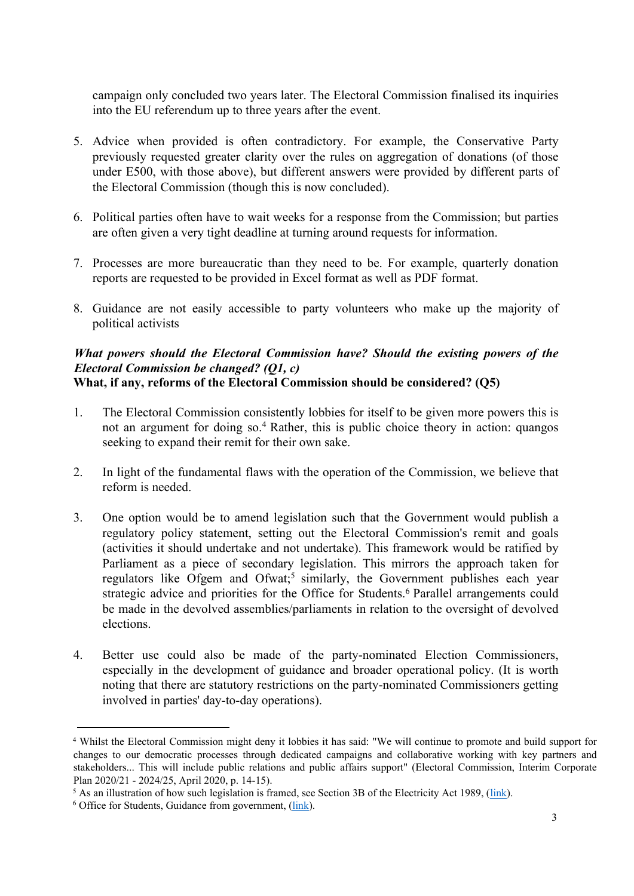campaign only concluded two years later. The Electoral Commission finalised its inquiries into the EU referendum up to three years after the event.

5. Advice when provided is often contradictory. For example, the Conservative Party previously requested greater clarity over the rules on aggregation of donations (of those under E500, with those above), but different answers were provided by different parts of the Electoral Commission (though this is now concluded).

6. Political parties often have to wait weeks for a response from the Commission; but parties are often given a very tight deadline at turning around requests for information.

7. Processes are more bureaucratic than they need to be. For example, quarterly donation reports are requested to be provided in Excel format as well as PDF format.

8. Guidance are not easily accessible to party volunteers who make up the majority of political activists

***What powers should the Electoral Commission have? Should the existing powers of the Electoral Commission be changed? (Q1, c)***

**What, if any, reforms of the Electoral Commission should be considered? (Q5)**

1. The Electoral Commission consistently lobbies for itself to be given more powers this is not an argument for doing so.[4] Rather, this is public choice theory in action: quangos seeking to expand their remit for their own sake.

2. In light of the fundamental flaws with the operation of the Commission, we believe that reform is needed.

3. One option would be to amend legislation such that the Government would publish a regulatory policy statement, setting out the Electoral Commission's remit and goals (activities it should undertake and not undertake). This framework would be ratified by Parliament as a piece of secondary legislation. This mirrors the approach taken for regulators like Ofgem and Ofwat;[5] similarly, the Government publishes each year strategic advice and priorities for the Office for Students.[6] Parallel arrangements could be made in the devolved assemblies/parliaments in relation to the oversight of devolved elections.

4. Better use could also be made of the party-nominated Election Commissioners, especially in the development of guidance and broader operational policy. (It is worth noting that there are statutory restrictions on the party-nominated Commissioners getting involved in parties' day-to-day operations).

---

[4] Whilst the Electoral Commission might deny it lobbies it has said: "We will continue to promote and build support for changes to our democratic processes through dedicated campaigns and collaborative working with key partners and stakeholders... This will include public relations and public affairs support" (Electoral Commission, Interim Corporate Plan 2020/21 - 2024/25, April 2020, p. 14-15).

[5] As an illustration of how such legislation is framed, see Section 3B of the Electricity Act 1989, (link).

[6] Office for Students, Guidance from government, (link).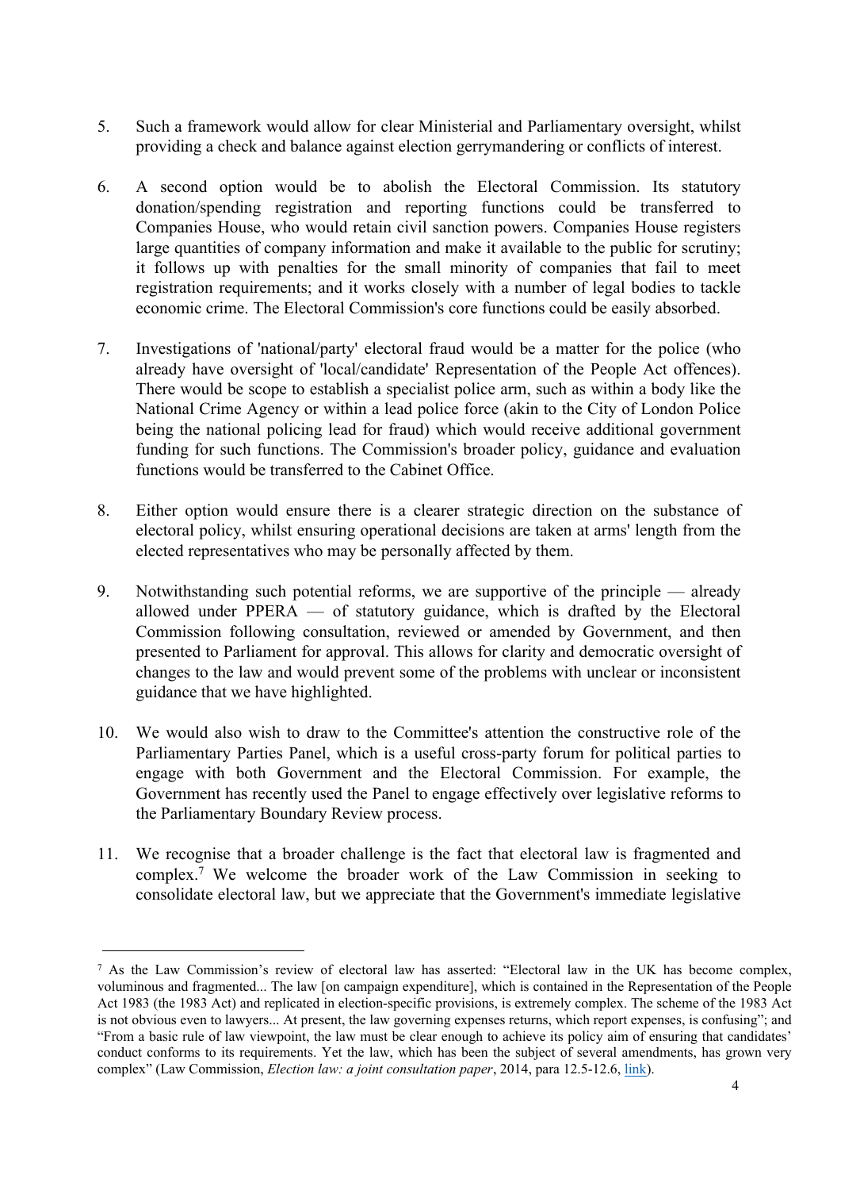5. Such a framework would allow for clear Ministerial and Parliamentary oversight, whilst providing a check and balance against election gerrymandering or conflicts of interest.

6. A second option would be to abolish the Electoral Commission. Its statutory donation/spending registration and reporting functions could be transferred to Companies House, who would retain civil sanction powers. Companies House registers large quantities of company information and make it available to the public for scrutiny; it follows up with penalties for the small minority of companies that fail to meet registration requirements; and it works closely with a number of legal bodies to tackle economic crime. The Electoral Commission's core functions could be easily absorbed.

7. Investigations of 'national/party' electoral fraud would be a matter for the police (who already have oversight of 'local/candidate' Representation of the People Act offences). There would be scope to establish a specialist police arm, such as within a body like the National Crime Agency or within a lead police force (akin to the City of London Police being the national policing lead for fraud) which would receive additional government funding for such functions. The Commission's broader policy, guidance and evaluation functions would be transferred to the Cabinet Office.

8. Either option would ensure there is a clearer strategic direction on the substance of electoral policy, whilst ensuring operational decisions are taken at arms' length from the elected representatives who may be personally affected by them.

9. Notwithstanding such potential reforms, we are supportive of the principle — already allowed under PPERA — of statutory guidance, which is drafted by the Electoral Commission following consultation, reviewed or amended by Government, and then presented to Parliament for approval. This allows for clarity and democratic oversight of changes to the law and would prevent some of the problems with unclear or inconsistent guidance that we have highlighted.

10. We would also wish to draw to the Committee's attention the constructive role of the Parliamentary Parties Panel, which is a useful cross-party forum for political parties to engage with both Government and the Electoral Commission. For example, the Government has recently used the Panel to engage effectively over legislative reforms to the Parliamentary Boundary Review process.

11. We recognise that a broader challenge is the fact that electoral law is fragmented and complex.[7] We welcome the broader work of the Law Commission in seeking to consolidate electoral law, but we appreciate that the Government's immediate legislative

---

[7] As the Law Commission's review of electoral law has asserted: "Electoral law in the UK has become complex, voluminous and fragmented... The law [on campaign expenditure], which is contained in the Representation of the People Act 1983 (the 1983 Act) and replicated in election-specific provisions, is extremely complex. The scheme of the 1983 Act is not obvious even to lawyers... At present, the law governing expenses returns, which report expenses, is confusing"; and "From a basic rule of law viewpoint, the law must be clear enough to achieve its policy aim of ensuring that candidates' conduct conforms to its requirements. Yet the law, which has been the subject of several amendments, has grown very complex" (Law Commission, *Election law: a joint consultation paper*, 2014, para 12.5-12.6, link).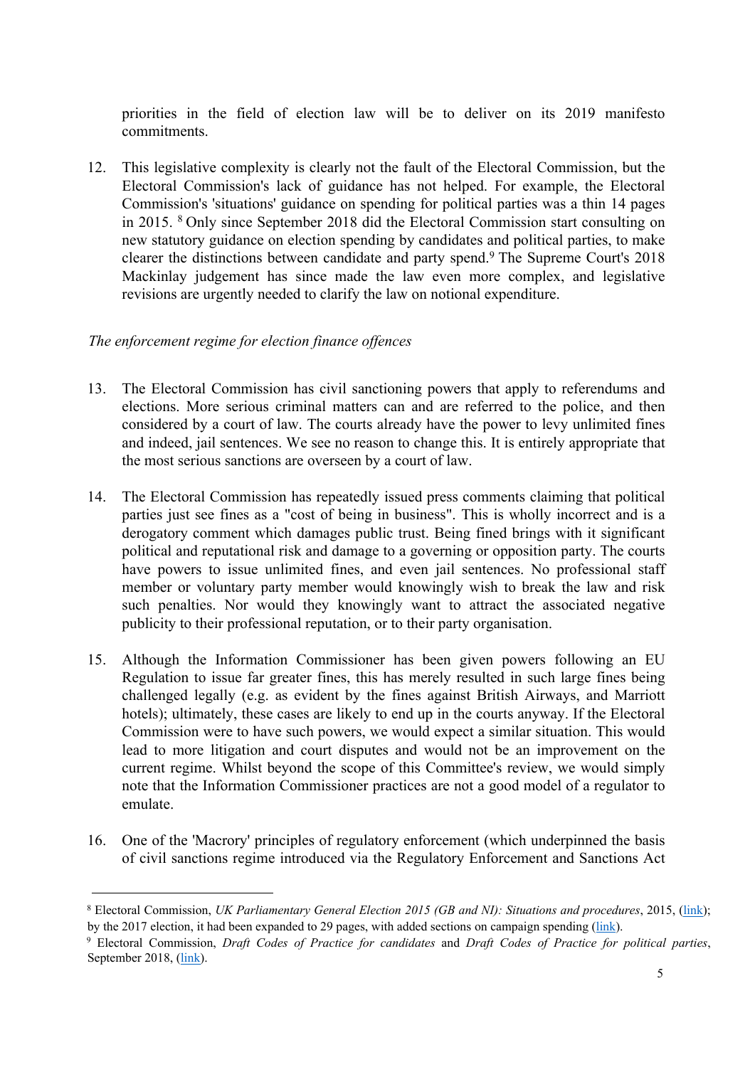priorities in the field of election law will be to deliver on its 2019 manifesto commitments.

12. This legislative complexity is clearly not the fault of the Electoral Commission, but the Electoral Commission's lack of guidance has not helped. For example, the Electoral Commission's 'situations' guidance on spending for political parties was a thin 14 pages in 2015. [8] Only since September 2018 did the Electoral Commission start consulting on new statutory guidance on election spending by candidates and political parties, to make clearer the distinctions between candidate and party spend.[9] The Supreme Court's 2018 Mackinlay judgement has since made the law even more complex, and legislative revisions are urgently needed to clarify the law on notional expenditure.

*The enforcement regime for election finance offences*

13. The Electoral Commission has civil sanctioning powers that apply to referendums and elections. More serious criminal matters can and are referred to the police, and then considered by a court of law. The courts already have the power to levy unlimited fines and indeed, jail sentences. We see no reason to change this. It is entirely appropriate that the most serious sanctions are overseen by a court of law.

14. The Electoral Commission has repeatedly issued press comments claiming that political parties just see fines as a "cost of being in business". This is wholly incorrect and is a derogatory comment which damages public trust. Being fined brings with it significant political and reputational risk and damage to a governing or opposition party. The courts have powers to issue unlimited fines, and even jail sentences. No professional staff member or voluntary party member would knowingly wish to break the law and risk such penalties. Nor would they knowingly want to attract the associated negative publicity to their professional reputation, or to their party organisation.

15. Although the Information Commissioner has been given powers following an EU Regulation to issue far greater fines, this has merely resulted in such large fines being challenged legally (e.g. as evident by the fines against British Airways, and Marriott hotels); ultimately, these cases are likely to end up in the courts anyway. If the Electoral Commission were to have such powers, we would expect a similar situation. This would lead to more litigation and court disputes and would not be an improvement on the current regime. Whilst beyond the scope of this Committee's review, we would simply note that the Information Commissioner practices are not a good model of a regulator to emulate.

16. One of the 'Macrory' principles of regulatory enforcement (which underpinned the basis of civil sanctions regime introduced via the Regulatory Enforcement and Sanctions Act

---

[8] Electoral Commission, *UK Parliamentary General Election 2015 (GB and NI): Situations and procedures*, 2015, (link); by the 2017 election, it had been expanded to 29 pages, with added sections on campaign spending (link).

[9] Electoral Commission, *Draft Codes of Practice for candidates* and *Draft Codes of Practice for political parties*, September 2018, (link).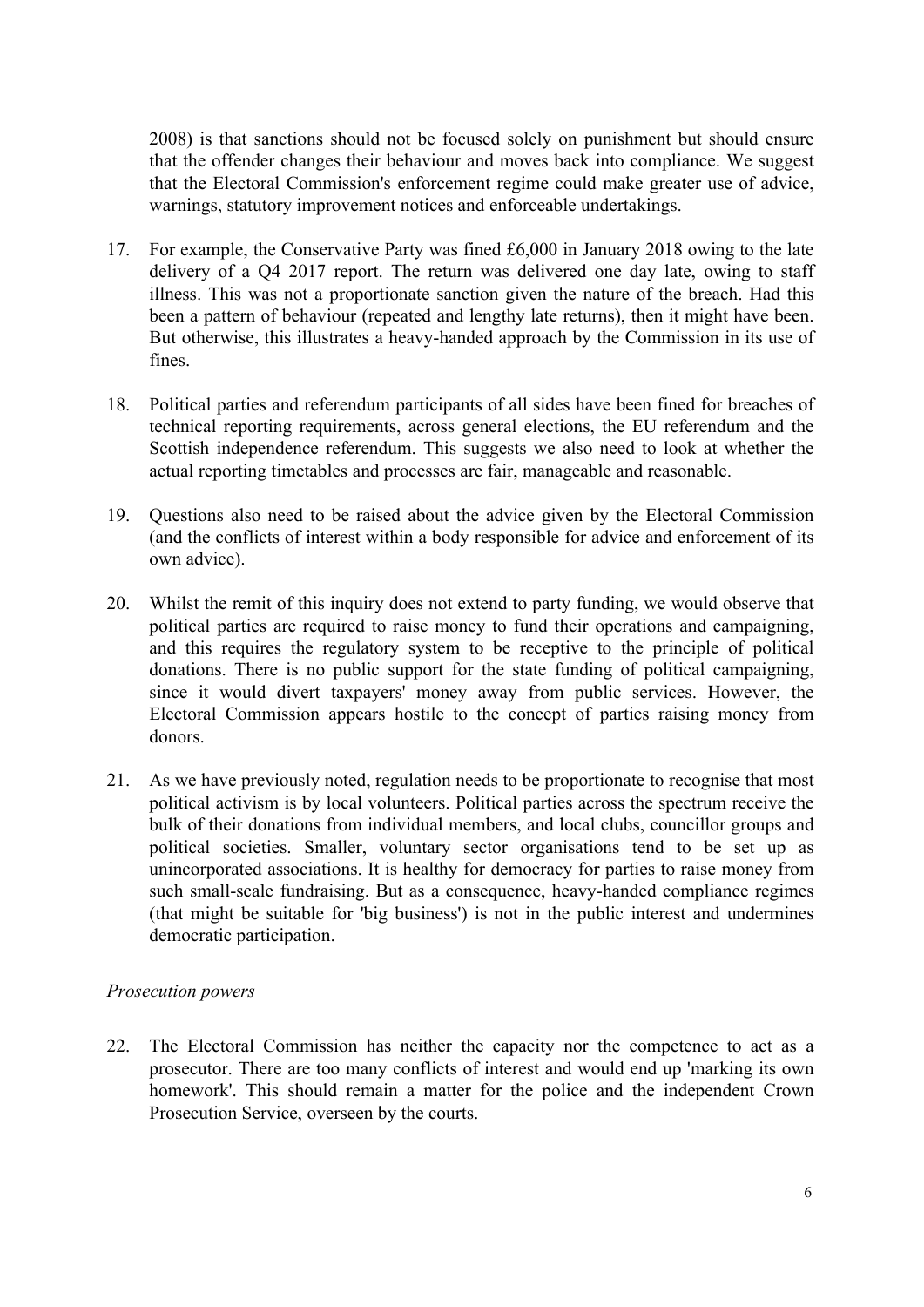2008) is that sanctions should not be focused solely on punishment but should ensure that the offender changes their behaviour and moves back into compliance. We suggest that the Electoral Commission's enforcement regime could make greater use of advice, warnings, statutory improvement notices and enforceable undertakings.

17. For example, the Conservative Party was fined £6,000 in January 2018 owing to the late delivery of a Q4 2017 report. The return was delivered one day late, owing to staff illness. This was not a proportionate sanction given the nature of the breach. Had this been a pattern of behaviour (repeated and lengthy late returns), then it might have been. But otherwise, this illustrates a heavy-handed approach by the Commission in its use of fines.

18. Political parties and referendum participants of all sides have been fined for breaches of technical reporting requirements, across general elections, the EU referendum and the Scottish independence referendum. This suggests we also need to look at whether the actual reporting timetables and processes are fair, manageable and reasonable.

19. Questions also need to be raised about the advice given by the Electoral Commission (and the conflicts of interest within a body responsible for advice and enforcement of its own advice).

20. Whilst the remit of this inquiry does not extend to party funding, we would observe that political parties are required to raise money to fund their operations and campaigning, and this requires the regulatory system to be receptive to the principle of political donations. There is no public support for the state funding of political campaigning, since it would divert taxpayers' money away from public services. However, the Electoral Commission appears hostile to the concept of parties raising money from donors.

21. As we have previously noted, regulation needs to be proportionate to recognise that most political activism is by local volunteers. Political parties across the spectrum receive the bulk of their donations from individual members, and local clubs, councillor groups and political societies. Smaller, voluntary sector organisations tend to be set up as unincorporated associations. It is healthy for democracy for parties to raise money from such small-scale fundraising. But as a consequence, heavy-handed compliance regimes (that might be suitable for 'big business') is not in the public interest and undermines democratic participation.

*Prosecution powers*

22. The Electoral Commission has neither the capacity nor the competence to act as a prosecutor. There are too many conflicts of interest and would end up 'marking its own homework'. This should remain a matter for the police and the independent Crown Prosecution Service, overseen by the courts.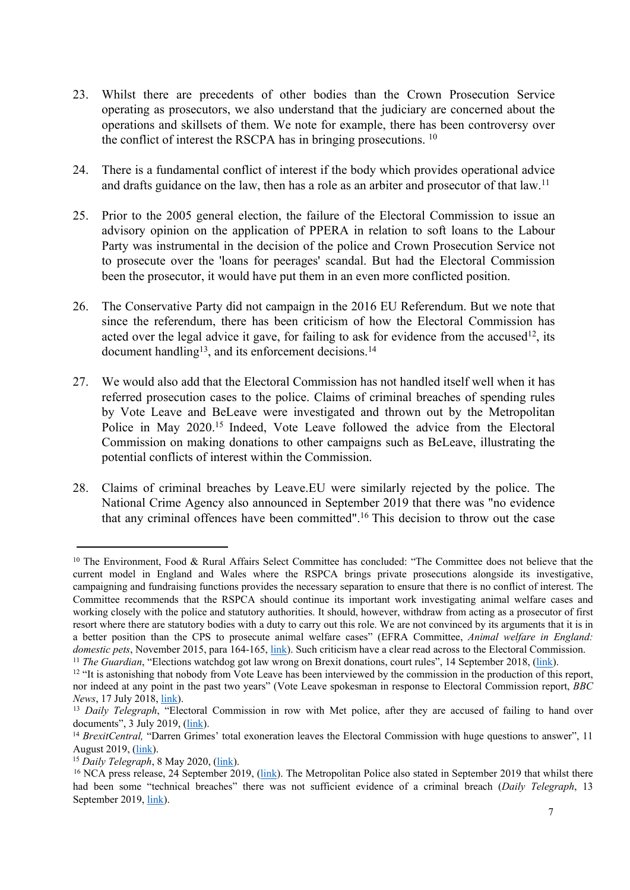23. Whilst there are precedents of other bodies than the Crown Prosecution Service operating as prosecutors, we also understand that the judiciary are concerned about the operations and skillsets of them. We note for example, there has been controversy over the conflict of interest the RSCPA has in bringing prosecutions. [10]

24. There is a fundamental conflict of interest if the body which provides operational advice and drafts guidance on the law, then has a role as an arbiter and prosecutor of that law.[11]

25. Prior to the 2005 general election, the failure of the Electoral Commission to issue an advisory opinion on the application of PPERA in relation to soft loans to the Labour Party was instrumental in the decision of the police and Crown Prosecution Service not to prosecute over the 'loans for peerages' scandal. But had the Electoral Commission been the prosecutor, it would have put them in an even more conflicted position.

26. The Conservative Party did not campaign in the 2016 EU Referendum. But we note that since the referendum, there has been criticism of how the Electoral Commission has acted over the legal advice it gave, for failing to ask for evidence from the accused[12], its document handling[13], and its enforcement decisions.[14]

27. We would also add that the Electoral Commission has not handled itself well when it has referred prosecution cases to the police. Claims of criminal breaches of spending rules by Vote Leave and BeLeave were investigated and thrown out by the Metropolitan Police in May 2020.[15] Indeed, Vote Leave followed the advice from the Electoral Commission on making donations to other campaigns such as BeLeave, illustrating the potential conflicts of interest within the Commission.

28. Claims of criminal breaches by Leave.EU were similarly rejected by the police. The National Crime Agency also announced in September 2019 that there was "no evidence that any criminal offences have been committed".[16] This decision to throw out the case

---

[10] The Environment, Food & Rural Affairs Select Committee has concluded: "The Committee does not believe that the current model in England and Wales where the RSPCA brings private prosecutions alongside its investigative, campaigning and fundraising functions provides the necessary separation to ensure that there is no conflict of interest. The Committee recommends that the RSPCA should continue its important work investigating animal welfare cases and working closely with the police and statutory authorities. It should, however, withdraw from acting as a prosecutor of first resort where there are statutory bodies with a duty to carry out this role. We are not convinced by its arguments that it is in a better position than the CPS to prosecute animal welfare cases" (EFRA Committee, *Animal welfare in England: domestic pets*, November 2015, para 164-165, link). Such criticism have a clear read across to the Electoral Commission.

[11] *The Guardian*, "Elections watchdog got law wrong on Brexit donations, court rules", 14 September 2018, (link).

[12] "It is astonishing that nobody from Vote Leave has been interviewed by the commission in the production of this report, nor indeed at any point in the past two years" (Vote Leave spokesman in response to Electoral Commission report, *BBC News*, 17 July 2018, link).

[13] *Daily Telegraph*, "Electoral Commission in row with Met police, after they are accused of failing to hand over documents", 3 July 2019, (link).

[14] *BrexitCentral,* "Darren Grimes' total exoneration leaves the Electoral Commission with huge questions to answer", 11 August 2019, (link).

[15] *Daily Telegraph*, 8 May 2020, (link).

[16] NCA press release, 24 September 2019, (link). The Metropolitan Police also stated in September 2019 that whilst there had been some "technical breaches" there was not sufficient evidence of a criminal breach (*Daily Telegraph*, 13 September 2019, link).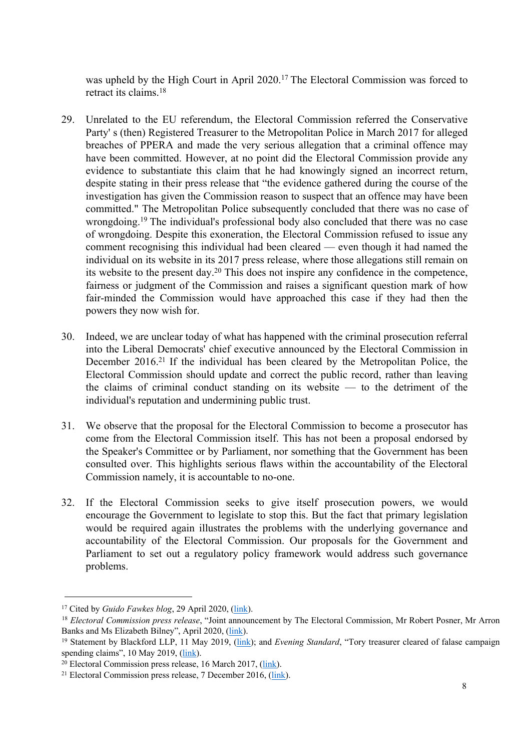was upheld by the High Court in April 2020.[17] The Electoral Commission was forced to retract its claims.[18]

29. Unrelated to the EU referendum, the Electoral Commission referred the Conservative Party' s (then) Registered Treasurer to the Metropolitan Police in March 2017 for alleged breaches of PPERA and made the very serious allegation that a criminal offence may have been committed. However, at no point did the Electoral Commission provide any evidence to substantiate this claim that he had knowingly signed an incorrect return, despite stating in their press release that "the evidence gathered during the course of the investigation has given the Commission reason to suspect that an offence may have been committed." The Metropolitan Police subsequently concluded that there was no case of wrongdoing.[19] The individual's professional body also concluded that there was no case of wrongdoing. Despite this exoneration, the Electoral Commission refused to issue any comment recognising this individual had been cleared — even though it had named the individual on its website in its 2017 press release, where those allegations still remain on its website to the present day.[20] This does not inspire any confidence in the competence, fairness or judgment of the Commission and raises a significant question mark of how fair-minded the Commission would have approached this case if they had then the powers they now wish for.

30. Indeed, we are unclear today of what has happened with the criminal prosecution referral into the Liberal Democrats' chief executive announced by the Electoral Commission in December 2016.[21] If the individual has been cleared by the Metropolitan Police, the Electoral Commission should update and correct the public record, rather than leaving the claims of criminal conduct standing on its website — to the detriment of the individual's reputation and undermining public trust.

31. We observe that the proposal for the Electoral Commission to become a prosecutor has come from the Electoral Commission itself. This has not been a proposal endorsed by the Speaker's Committee or by Parliament, nor something that the Government has been consulted over. This highlights serious flaws within the accountability of the Electoral Commission namely, it is accountable to no-one.

32. If the Electoral Commission seeks to give itself prosecution powers, we would encourage the Government to legislate to stop this. But the fact that primary legislation would be required again illustrates the problems with the underlying governance and accountability of the Electoral Commission. Our proposals for the Government and Parliament to set out a regulatory policy framework would address such governance problems.

---

[17] Cited by *Guido Fawkes blog*, 29 April 2020, (link).

[18] *Electoral Commission press release*, "Joint announcement by The Electoral Commission, Mr Robert Posner, Mr Arron Banks and Ms Elizabeth Bilney", April 2020, (link).

[19] Statement by Blackford LLP, 11 May 2019, (link); and *Evening Standard*, "Tory treasurer cleared of falase campaign spending claims", 10 May 2019, (link).

[20] Electoral Commission press release, 16 March 2017, (link).

[21] Electoral Commission press release, 7 December 2016, (link).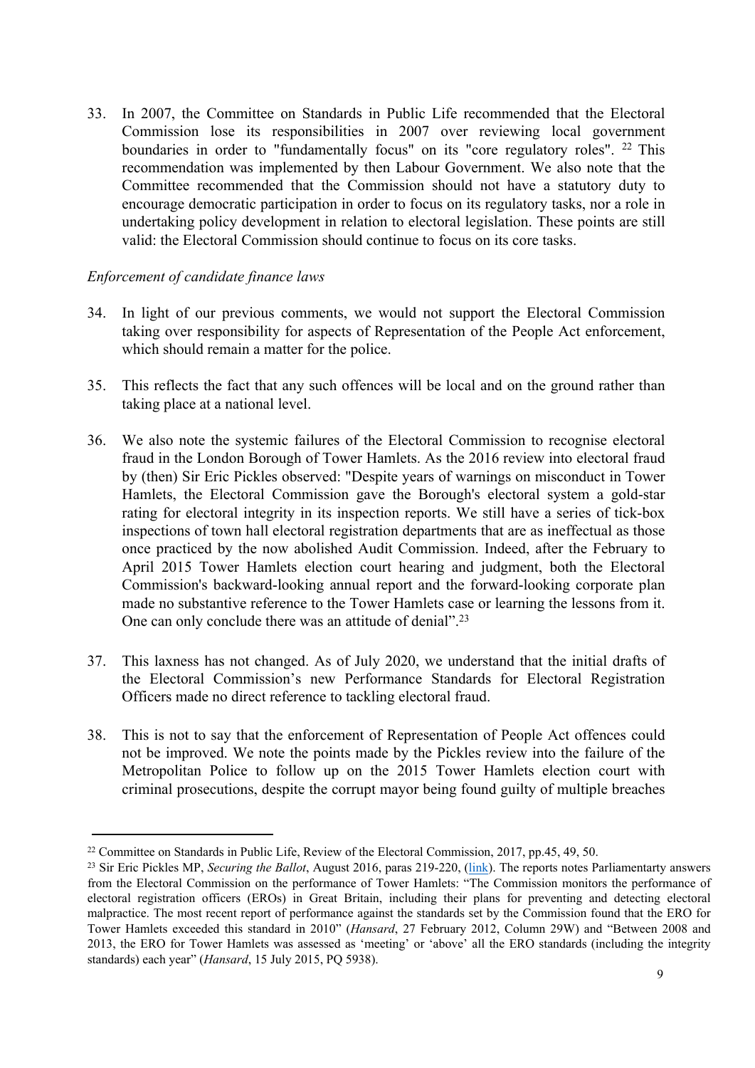33. In 2007, the Committee on Standards in Public Life recommended that the Electoral Commission lose its responsibilities in 2007 over reviewing local government boundaries in order to "fundamentally focus" on its "core regulatory roles". [22] This recommendation was implemented by then Labour Government. We also note that the Committee recommended that the Commission should not have a statutory duty to encourage democratic participation in order to focus on its regulatory tasks, nor a role in undertaking policy development in relation to electoral legislation. These points are still valid: the Electoral Commission should continue to focus on its core tasks.

*Enforcement of candidate finance laws*

34. In light of our previous comments, we would not support the Electoral Commission taking over responsibility for aspects of Representation of the People Act enforcement, which should remain a matter for the police.

35. This reflects the fact that any such offences will be local and on the ground rather than taking place at a national level.

36. We also note the systemic failures of the Electoral Commission to recognise electoral fraud in the London Borough of Tower Hamlets. As the 2016 review into electoral fraud by (then) Sir Eric Pickles observed: "Despite years of warnings on misconduct in Tower Hamlets, the Electoral Commission gave the Borough's electoral system a gold-star rating for electoral integrity in its inspection reports. We still have a series of tick-box inspections of town hall electoral registration departments that are as ineffectual as those once practiced by the now abolished Audit Commission. Indeed, after the February to April 2015 Tower Hamlets election court hearing and judgment, both the Electoral Commission's backward-looking annual report and the forward-looking corporate plan made no substantive reference to the Tower Hamlets case or learning the lessons from it. One can only conclude there was an attitude of denial".[23]

37. This laxness has not changed. As of July 2020, we understand that the initial drafts of the Electoral Commission's new Performance Standards for Electoral Registration Officers made no direct reference to tackling electoral fraud.

38. This is not to say that the enforcement of Representation of People Act offences could not be improved. We note the points made by the Pickles review into the failure of the Metropolitan Police to follow up on the 2015 Tower Hamlets election court with criminal prosecutions, despite the corrupt mayor being found guilty of multiple breaches

---

[22] Committee on Standards in Public Life, Review of the Electoral Commission, 2017, pp.45, 49, 50.

[23] Sir Eric Pickles MP, *Securing the Ballot*, August 2016, paras 219-220, (link). The reports notes Parliamentarty answers from the Electoral Commission on the performance of Tower Hamlets: "The Commission monitors the performance of electoral registration officers (EROs) in Great Britain, including their plans for preventing and detecting electoral malpractice. The most recent report of performance against the standards set by the Commission found that the ERO for Tower Hamlets exceeded this standard in 2010" (*Hansard*, 27 February 2012, Column 29W) and "Between 2008 and 2013, the ERO for Tower Hamlets was assessed as 'meeting' or 'above' all the ERO standards (including the integrity standards) each year" (*Hansard*, 15 July 2015, PQ 5938).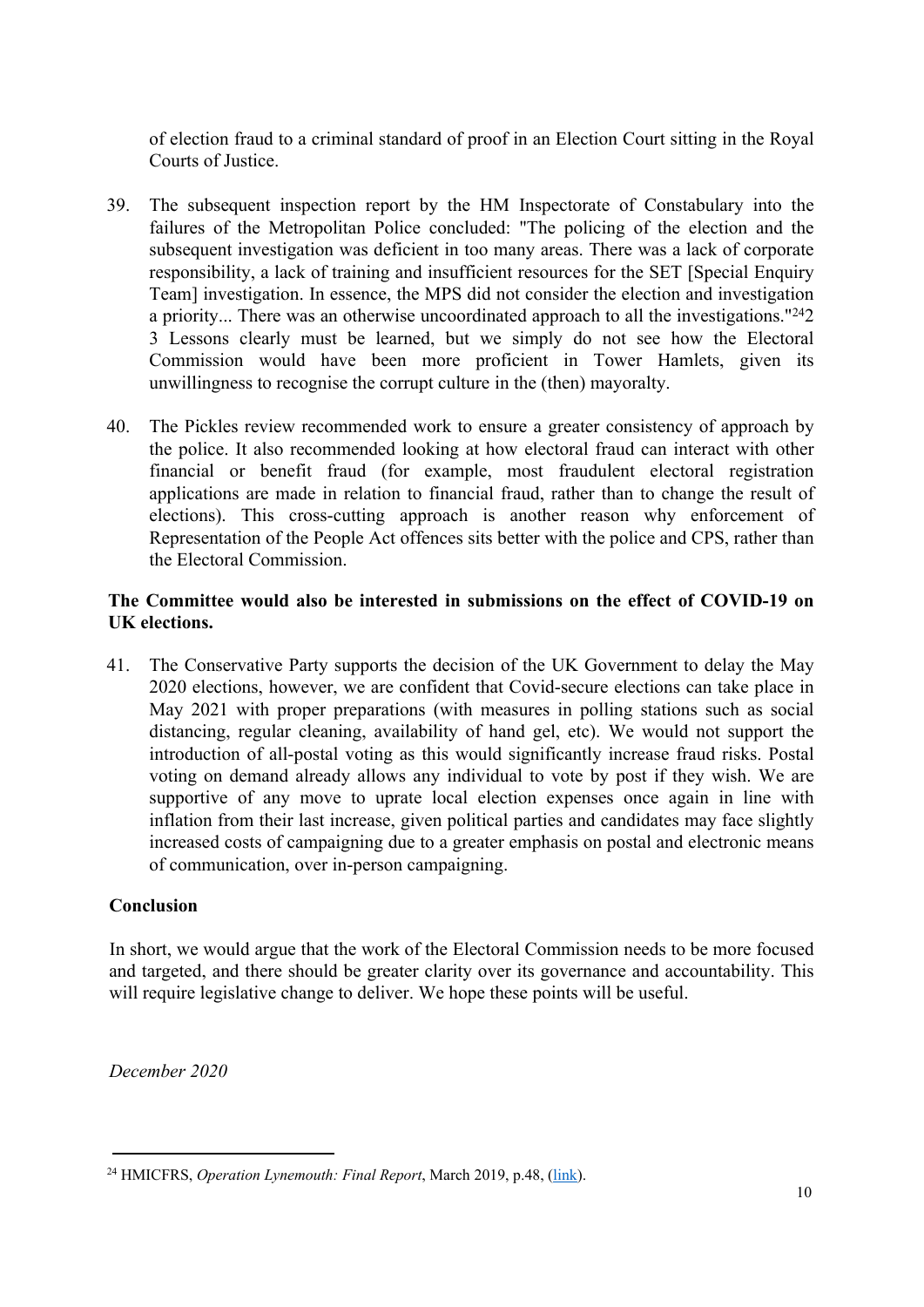of election fraud to a criminal standard of proof in an Election Court sitting in the Royal Courts of Justice.

39. The subsequent inspection report by the HM Inspectorate of Constabulary into the failures of the Metropolitan Police concluded: "The policing of the election and the subsequent investigation was deficient in too many areas. There was a lack of corporate responsibility, a lack of training and insufficient resources for the SET [Special Enquiry Team] investigation. In essence, the MPS did not consider the election and investigation a priority... There was an otherwise uncoordinated approach to all the investigations."[24]2 3 Lessons clearly must be learned, but we simply do not see how the Electoral Commission would have been more proficient in Tower Hamlets, given its unwillingness to recognise the corrupt culture in the (then) mayoralty.

40. The Pickles review recommended work to ensure a greater consistency of approach by the police. It also recommended looking at how electoral fraud can interact with other financial or benefit fraud (for example, most fraudulent electoral registration applications are made in relation to financial fraud, rather than to change the result of elections). This cross-cutting approach is another reason why enforcement of Representation of the People Act offences sits better with the police and CPS, rather than the Electoral Commission.

**The Committee would also be interested in submissions on the effect of COVID-19 on UK elections.**

41. The Conservative Party supports the decision of the UK Government to delay the May 2020 elections, however, we are confident that Covid-secure elections can take place in May 2021 with proper preparations (with measures in polling stations such as social distancing, regular cleaning, availability of hand gel, etc). We would not support the introduction of all-postal voting as this would significantly increase fraud risks. Postal voting on demand already allows any individual to vote by post if they wish. We are supportive of any move to uprate local election expenses once again in line with inflation from their last increase, given political parties and candidates may face slightly increased costs of campaigning due to a greater emphasis on postal and electronic means of communication, over in-person campaigning.

**Conclusion**

In short, we would argue that the work of the Electoral Commission needs to be more focused and targeted, and there should be greater clarity over its governance and accountability. This will require legislative change to deliver. We hope these points will be useful.

*December 2020*

---

[24] HMICFRS, *Operation Lynemouth: Final Report*, March 2019, p.48, (link).